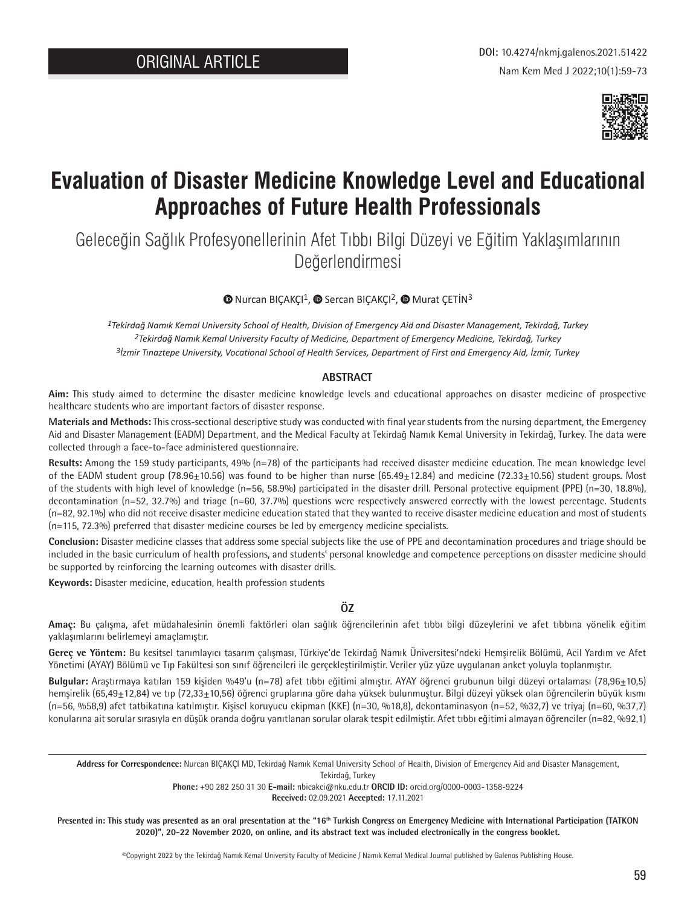ORIGINAL ARTICLE

**DOI:** 10.4274/nkmj.galenos.2021.51422

# Evaluation of Disaster Medicine Knowledge Level and Educational Approaches of Future Health Professionals

## Geleceğin Sağlık Profesyonellerinin Afet Tıbbı Bilgi Düzeyi ve Eğitim Yaklaşımlarının Değerlendirmesi

Nurcan BIÇAKÇI[1], Sercan BIÇAKÇI[2], Murat ÇETİN[3]

*[1]Tekirdağ Namık Kemal University School of Health, Division of Emergency Aid and Disaster Management, Tekirdağ, Turkey*
*[2]Tekirdağ Namık Kemal University Faculty of Medicine, Department of Emergency Medicine, Tekirdağ, Turkey*
*[3]İzmir Tınaztepe University, Vocational School of Health Services, Department of First and Emergency Aid, İzmir, Turkey*

### ABSTRACT

**Aim:** This study aimed to determine the disaster medicine knowledge levels and educational approaches on disaster medicine of prospective healthcare students who are important factors of disaster response.

**Materials and Methods:** This cross-sectional descriptive study was conducted with final year students from the nursing department, the Emergency Aid and Disaster Management (EADM) Department, and the Medical Faculty at Tekirdağ Namık Kemal University in Tekirdağ, Turkey. The data were collected through a face-to-face administered questionnaire.

**Results:** Among the 159 study participants, 49% (n=78) of the participants had received disaster medicine education. The mean knowledge level of the EADM student group (78.96±10.56) was found to be higher than nurse (65.49±12.84) and medicine (72.33±10.56) student groups. Most of the students with high level of knowledge (n=56, 58.9%) participated in the disaster drill. Personal protective equipment (PPE) (n=30, 18.8%), decontamination (n=52, 32.7%) and triage (n=60, 37.7%) questions were respectively answered correctly with the lowest percentage. Students (n=82, 92.1%) who did not receive disaster medicine education stated that they wanted to receive disaster medicine education and most of students (n=115, 72.3%) preferred that disaster medicine courses be led by emergency medicine specialists.

**Conclusion:** Disaster medicine classes that address some special subjects like the use of PPE and decontamination procedures and triage should be included in the basic curriculum of health professions, and students' personal knowledge and competence perceptions on disaster medicine should be supported by reinforcing the learning outcomes with disaster drills.

**Keywords:** Disaster medicine, education, health profession students

### ÖZ

**Amaç:** Bu çalışma, afet müdahalesinin önemli faktörleri olan sağlık öğrencilerinin afet tıbbı bilgi düzeylerini ve afet tıbbına yönelik eğitim yaklaşımlarını belirlemeyi amaçlamıştır.

**Gereç ve Yöntem:** Bu kesitsel tanımlayıcı tasarım çalışması, Türkiye'de Tekirdağ Namık Kemal Üniversitesi'ndeki Hemşirelik Bölümü, Acil Yardım ve Afet Yönetimi (AYAY) Bölümü ve Tıp Fakültesi son sınıf öğrencileri ile gerçekleştirilmiştir. Veriler yüz yüze uygulanan anket yoluyla toplanmıştır.

**Bulgular:** Araştırmaya katılan 159 kişiden %49'u (n=78) afet tıbbı eğitimi almıştır. AYAY öğrenci grubunun bilgi düzeyi ortalaması (78,96±10,5) hemşirelik (65,49±12,84) ve tıp (72,33±10,56) öğrenci gruplarına göre daha yüksek bulunmuştur. Bilgi düzeyi yüksek olan öğrencilerin büyük kısmı (n=56, %58,9) afet tatbikatına katılmıştır. Kişisel koruyucu ekipman (KKE) (n=30, %18,8), dekontaminasyon (n=52, %32,7) ve triyaj (n=60, %37,7) konularına ait sorular sırasıyla en düşük oranda doğru yanıtlanan sorular olarak tespit edilmiştir. Afet tıbbı eğitimi almayan öğrenciler (n=82, %92,1)

---

**Address for Correspondence:** Nurcan BIÇAKÇI MD, Tekirdağ Namık Kemal University School of Health, Division of Emergency Aid and Disaster Management, Tekirdağ, Turkey
**Phone:** +90 282 250 31 30 **E-mail:** nbicakci@nku.edu.tr **ORCID ID:** orcid.org/0000-0003-1358-9224
**Received:** 02.09.2021 **Accepted:** 17.11.2021

**Presented in: This study was presented as an oral presentation at the "16th Turkish Congress on Emergency Medicine with International Participation (TATKON 2020)", 20-22 November 2020, on online, and its abstract text was included electronically in the congress booklet.**

©Copyright 2022 by the Tekirdağ Namık Kemal University Faculty of Medicine / Namık Kemal Medical Journal published by Galenos Publishing House.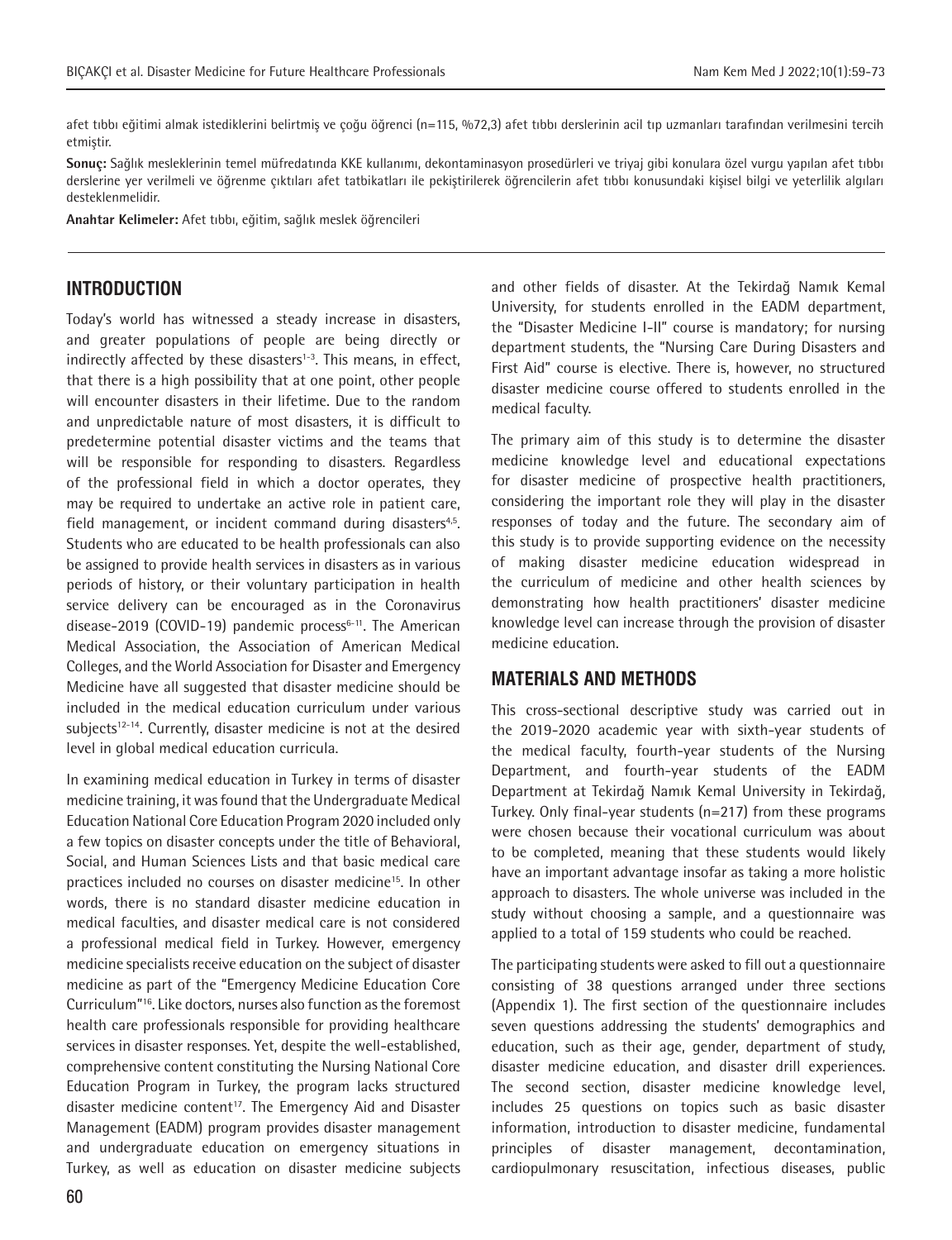afet tıbbı eğitimi almak istediklerini belirtmiş ve çoğu öğrenci (n=115, %72,3) afet tıbbı derslerinin acil tıp uzmanları tarafından verilmesini tercih etmiştir.

**Sonuç:** Sağlık mesleklerinin temel müfredatında KKE kullanımı, dekontaminasyon prosedürleri ve triyaj gibi konulara özel vurgu yapılan afet tıbbı derslerine yer verilmeli ve öğrenme çıktıları afet tatbikatları ile pekiştirilerek öğrencilerin afet tıbbı konusundaki kişisel bilgi ve yeterlilik algıları desteklenmelidir.

**Anahtar Kelimeler:** Afet tıbbı, eğitim, sağlık meslek öğrencileri

## INTRODUCTION

Today's world has witnessed a steady increase in disasters, and greater populations of people are being directly or indirectly affected by these disasters[1-3]. This means, in effect, that there is a high possibility that at one point, other people will encounter disasters in their lifetime. Due to the random and unpredictable nature of most disasters, it is difficult to predetermine potential disaster victims and the teams that will be responsible for responding to disasters. Regardless of the professional field in which a doctor operates, they may be required to undertake an active role in patient care, field management, or incident command during disasters[4,5]. Students who are educated to be health professionals can also be assigned to provide health services in disasters as in various periods of history, or their voluntary participation in health service delivery can be encouraged as in the Coronavirus disease-2019 (COVID-19) pandemic process[6-11]. The American Medical Association, the Association of American Medical Colleges, and the World Association for Disaster and Emergency Medicine have all suggested that disaster medicine should be included in the medical education curriculum under various subjects[12-14]. Currently, disaster medicine is not at the desired level in global medical education curricula.

In examining medical education in Turkey in terms of disaster medicine training, it was found that the Undergraduate Medical Education National Core Education Program 2020 included only a few topics on disaster concepts under the title of Behavioral, Social, and Human Sciences Lists and that basic medical care practices included no courses on disaster medicine[15]. In other words, there is no standard disaster medicine education in medical faculties, and disaster medical care is not considered a professional medical field in Turkey. However, emergency medicine specialists receive education on the subject of disaster medicine as part of the "Emergency Medicine Education Core Curriculum"[16]. Like doctors, nurses also function as the foremost health care professionals responsible for providing healthcare services in disaster responses. Yet, despite the well-established, comprehensive content constituting the Nursing National Core Education Program in Turkey, the program lacks structured disaster medicine content[17]. The Emergency Aid and Disaster Management (EADM) program provides disaster management and undergraduate education on emergency situations in Turkey, as well as education on disaster medicine subjects and other fields of disaster. At the Tekirdağ Namık Kemal University, for students enrolled in the EADM department, the "Disaster Medicine I-II" course is mandatory; for nursing department students, the "Nursing Care During Disasters and First Aid" course is elective. There is, however, no structured disaster medicine course offered to students enrolled in the medical faculty.

The primary aim of this study is to determine the disaster medicine knowledge level and educational expectations for disaster medicine of prospective health practitioners, considering the important role they will play in the disaster responses of today and the future. The secondary aim of this study is to provide supporting evidence on the necessity of making disaster medicine education widespread in the curriculum of medicine and other health sciences by demonstrating how health practitioners' disaster medicine knowledge level can increase through the provision of disaster medicine education.

## MATERIALS AND METHODS

This cross-sectional descriptive study was carried out in the 2019-2020 academic year with sixth-year students of the medical faculty, fourth-year students of the Nursing Department, and fourth-year students of the EADM Department at Tekirdağ Namık Kemal University in Tekirdağ, Turkey. Only final-year students (n=217) from these programs were chosen because their vocational curriculum was about to be completed, meaning that these students would likely have an important advantage insofar as taking a more holistic approach to disasters. The whole universe was included in the study without choosing a sample, and a questionnaire was applied to a total of 159 students who could be reached.

The participating students were asked to fill out a questionnaire consisting of 38 questions arranged under three sections (Appendix 1). The first section of the questionnaire includes seven questions addressing the students' demographics and education, such as their age, gender, department of study, disaster medicine education, and disaster drill experiences. The second section, disaster medicine knowledge level, includes 25 questions on topics such as basic disaster information, introduction to disaster medicine, fundamental principles of disaster management, decontamination, cardiopulmonary resuscitation, infectious diseases, public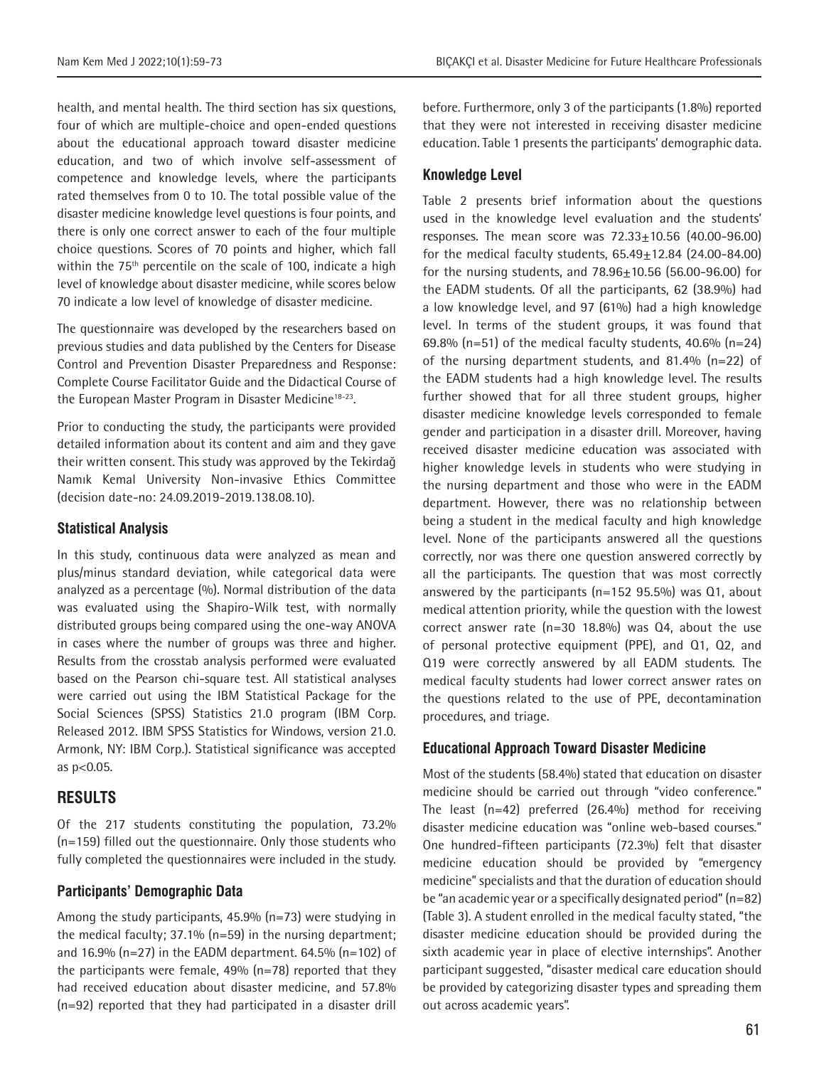health, and mental health. The third section has six questions, four of which are multiple-choice and open-ended questions about the educational approach toward disaster medicine education, and two of which involve self-assessment of competence and knowledge levels, where the participants rated themselves from 0 to 10. The total possible value of the disaster medicine knowledge level questions is four points, and there is only one correct answer to each of the four multiple choice questions. Scores of 70 points and higher, which fall within the 75$^{th}$ percentile on the scale of 100, indicate a high level of knowledge about disaster medicine, while scores below 70 indicate a low level of knowledge of disaster medicine.

The questionnaire was developed by the researchers based on previous studies and data published by the Centers for Disease Control and Prevention Disaster Preparedness and Response: Complete Course Facilitator Guide and the Didactical Course of the European Master Program in Disaster Medicine[18-23].

Prior to conducting the study, the participants were provided detailed information about its content and aim and they gave their written consent. This study was approved by the Tekirdağ Namık Kemal University Non-invasive Ethics Committee (decision date-no: 24.09.2019-2019.138.08.10).

### Statistical Analysis

In this study, continuous data were analyzed as mean and plus/minus standard deviation, while categorical data were analyzed as a percentage (%). Normal distribution of the data was evaluated using the Shapiro-Wilk test, with normally distributed groups being compared using the one-way ANOVA in cases where the number of groups was three and higher. Results from the crosstab analysis performed were evaluated based on the Pearson chi-square test. All statistical analyses were carried out using the IBM Statistical Package for the Social Sciences (SPSS) Statistics 21.0 program (IBM Corp. Released 2012. IBM SPSS Statistics for Windows, version 21.0. Armonk, NY: IBM Corp.). Statistical significance was accepted as $p<0.05$.

## RESULTS

Of the 217 students constituting the population, 73.2% (n=159) filled out the questionnaire. Only those students who fully completed the questionnaires were included in the study.

### Participants' Demographic Data

Among the study participants, 45.9% (n=73) were studying in the medical faculty; 37.1% (n=59) in the nursing department; and 16.9% (n=27) in the EADM department. 64.5% (n=102) of the participants were female, 49% (n=78) reported that they had received education about disaster medicine, and 57.8% (n=92) reported that they had participated in a disaster drill before. Furthermore, only 3 of the participants (1.8%) reported that they were not interested in receiving disaster medicine education. Table 1 presents the participants' demographic data.

### Knowledge Level

Table 2 presents brief information about the questions used in the knowledge level evaluation and the students' responses. The mean score was 72.33±10.56 (40.00-96.00) for the medical faculty students, 65.49±12.84 (24.00-84.00) for the nursing students, and 78.96±10.56 (56.00-96.00) for the EADM students. Of all the participants, 62 (38.9%) had a low knowledge level, and 97 (61%) had a high knowledge level. In terms of the student groups, it was found that 69.8% (n=51) of the medical faculty students, 40.6% (n=24) of the nursing department students, and 81.4% (n=22) of the EADM students had a high knowledge level. The results further showed that for all three student groups, higher disaster medicine knowledge levels corresponded to female gender and participation in a disaster drill. Moreover, having received disaster medicine education was associated with higher knowledge levels in students who were studying in the nursing department and those who were in the EADM department. However, there was no relationship between being a student in the medical faculty and high knowledge level. None of the participants answered all the questions correctly, nor was there one question answered correctly by all the participants. The question that was most correctly answered by the participants (n=152 95.5%) was Q1, about medical attention priority, while the question with the lowest correct answer rate (n=30 18.8%) was Q4, about the use of personal protective equipment (PPE), and Q1, Q2, and Q19 were correctly answered by all EADM students. The medical faculty students had lower correct answer rates on the questions related to the use of PPE, decontamination procedures, and triage.

### Educational Approach Toward Disaster Medicine

Most of the students (58.4%) stated that education on disaster medicine should be carried out through "video conference." The least (n=42) preferred (26.4%) method for receiving disaster medicine education was "online web-based courses." One hundred-fifteen participants (72.3%) felt that disaster medicine education should be provided by "emergency medicine" specialists and that the duration of education should be "an academic year or a specifically designated period" (n=82) (Table 3). A student enrolled in the medical faculty stated, "the disaster medicine education should be provided during the sixth academic year in place of elective internships". Another participant suggested, "disaster medical care education should be provided by categorizing disaster types and spreading them out across academic years".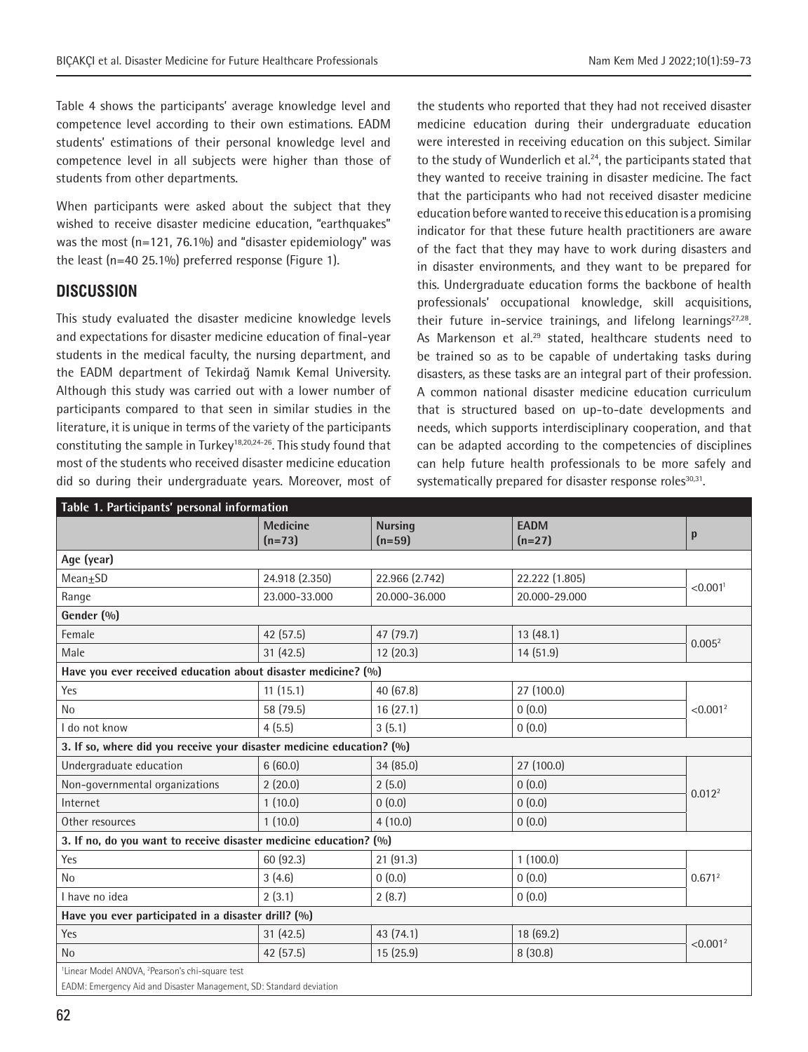Table 4 shows the participants' average knowledge level and competence level according to their own estimations. EADM students' estimations of their personal knowledge level and competence level in all subjects were higher than those of students from other departments.

When participants were asked about the subject that they wished to receive disaster medicine education, "earthquakes" was the most (n=121, 76.1%) and "disaster epidemiology" was the least (n=40 25.1%) preferred response (Figure 1).

## DISCUSSION

This study evaluated the disaster medicine knowledge levels and expectations for disaster medicine education of final-year students in the medical faculty, the nursing department, and the EADM department of Tekirdağ Namık Kemal University. Although this study was carried out with a lower number of participants compared to that seen in similar studies in the literature, it is unique in terms of the variety of the participants constituting the sample in Turkey[18,20,24-26]. This study found that most of the students who received disaster medicine education did so during their undergraduate years. Moreover, most of the students who reported that they had not received disaster medicine education during their undergraduate education were interested in receiving education on this subject. Similar to the study of Wunderlich et al.[24], the participants stated that they wanted to receive training in disaster medicine. The fact that the participants who had not received disaster medicine education before wanted to receive this education is a promising indicator for that these future health practitioners are aware of the fact that they may have to work during disasters and in disaster environments, and they want to be prepared for this. Undergraduate education forms the backbone of health professionals' occupational knowledge, skill acquisitions, their future in-service trainings, and lifelong learnings[27,28]. As Markenson et al.[29] stated, healthcare students need to be trained so as to be capable of undertaking tasks during disasters, as these tasks are an integral part of their profession. A common national disaster medicine education curriculum that is structured based on up-to-date developments and needs, which supports interdisciplinary cooperation, and that can be adapted according to the competencies of disciplines can help future health professionals to be more safely and systematically prepared for disaster response roles[30,31].

**Table 1. Participants' personal information**

| | Medicine (n=73) | Nursing (n=59) | EADM (n=27) | p |
|---|---|---|---|---|
| **Age (year)** | | | | |
| Mean±SD | 24.918 (2.350) | 22.966 (2.742) | 22.222 (1.805) | <0.001[1] |
| Range | 23.000-33.000 | 20.000-36.000 | 20.000-29.000 | |
| **Gender (%)** | | | | |
| Female | 42 (57.5) | 47 (79.7) | 13 (48.1) | 0.005[2] |
| Male | 31 (42.5) | 12 (20.3) | 14 (51.9) | |
| **Have you ever received education about disaster medicine? (%)** | | | | |
| Yes | 11 (15.1) | 40 (67.8) | 27 (100.0) | <0.001[2] |
| No | 58 (79.5) | 16 (27.1) | 0 (0.0) | |
| I do not know | 4 (5.5) | 3 (5.1) | 0 (0.0) | |
| **3. If so, where did you receive your disaster medicine education? (%)** | | | | |
| Undergraduate education | 6 (60.0) | 34 (85.0) | 27 (100.0) | 0.012[2] |
| Non-governmental organizations | 2 (20.0) | 2 (5.0) | 0 (0.0) | |
| Internet | 1 (10.0) | 0 (0.0) | 0 (0.0) | |
| Other resources | 1 (10.0) | 4 (10.0) | 0 (0.0) | |
| **3. If no, do you want to receive disaster medicine education? (%)** | | | | |
| Yes | 60 (92.3) | 21 (91.3) | 1 (100.0) | 0.671[2] |
| No | 3 (4.6) | 0 (0.0) | 0 (0.0) | |
| I have no idea | 2 (3.1) | 2 (8.7) | 0 (0.0) | |
| **Have you ever participated in a disaster drill? (%)** | | | | |
| Yes | 31 (42.5) | 43 (74.1) | 18 (69.2) | <0.001[2] |
| No | 42 (57.5) | 15 (25.9) | 8 (30.8) | |

[1]Linear Model ANOVA, [2]Pearson's chi-square test

EADM: Emergency Aid and Disaster Management, SD: Standard deviation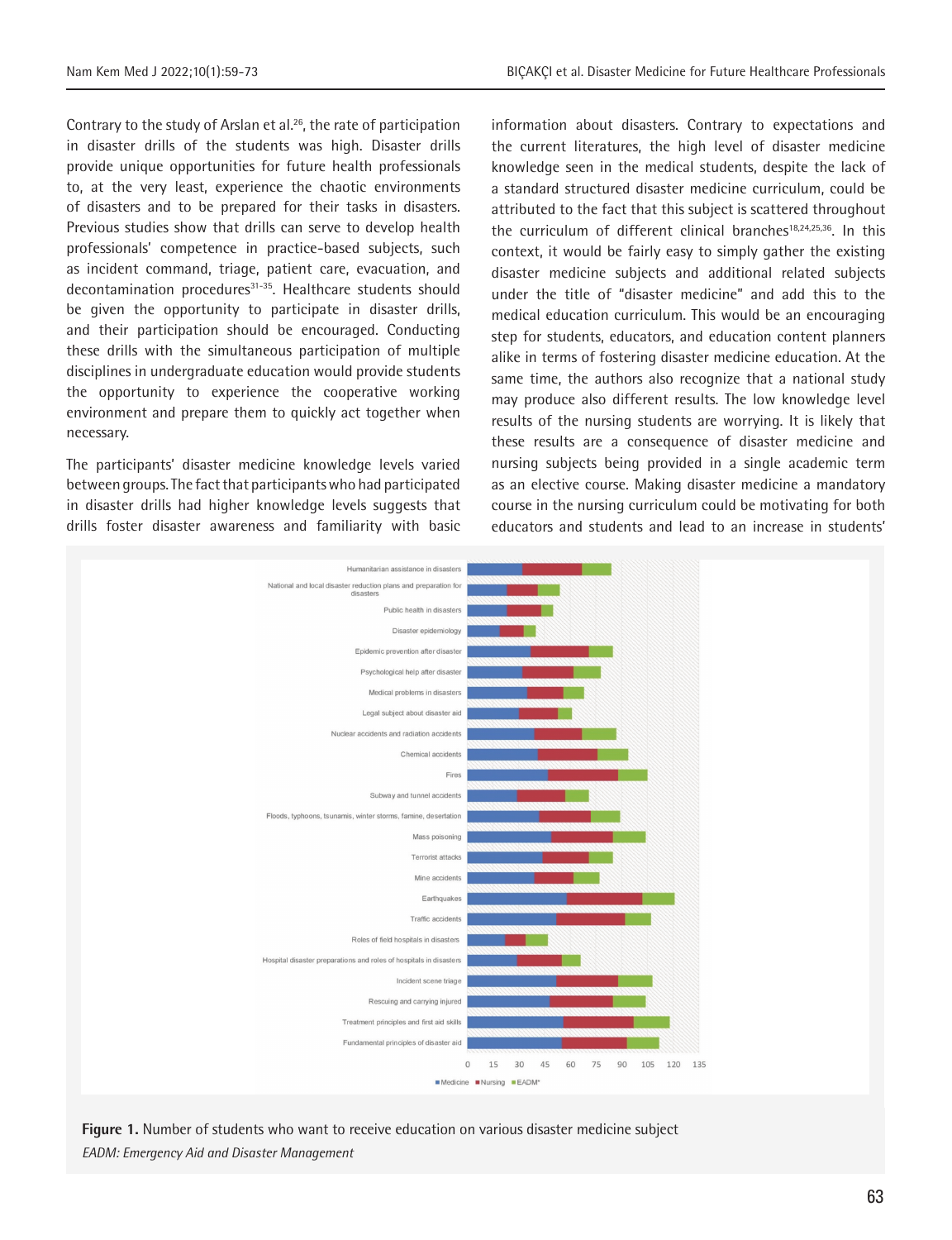Contrary to the study of Arslan et al.[26], the rate of participation in disaster drills of the students was high. Disaster drills provide unique opportunities for future health professionals to, at the very least, experience the chaotic environments of disasters and to be prepared for their tasks in disasters. Previous studies show that drills can serve to develop health professionals' competence in practice-based subjects, such as incident command, triage, patient care, evacuation, and decontamination procedures[31-35]. Healthcare students should be given the opportunity to participate in disaster drills, and their participation should be encouraged. Conducting these drills with the simultaneous participation of multiple disciplines in undergraduate education would provide students the opportunity to experience the cooperative working environment and prepare them to quickly act together when necessary.

The participants' disaster medicine knowledge levels varied between groups. The fact that participants who had participated in disaster drills had higher knowledge levels suggests that drills foster disaster awareness and familiarity with basic information about disasters. Contrary to expectations and the current literatures, the high level of disaster medicine knowledge seen in the medical students, despite the lack of a standard structured disaster medicine curriculum, could be attributed to the fact that this subject is scattered throughout the curriculum of different clinical branches[18,24,25,36]. In this context, it would be fairly easy to simply gather the existing disaster medicine subjects and additional related subjects under the title of "disaster medicine" and add this to the medical education curriculum. This would be an encouraging step for students, educators, and education content planners alike in terms of fostering disaster medicine education. At the same time, the authors also recognize that a national study may produce also different results. The low knowledge level results of the nursing students are worrying. It is likely that these results are a consequence of disaster medicine and nursing subjects being provided in a single academic term as an elective course. Making disaster medicine a mandatory course in the nursing curriculum could be motivating for both educators and students and lead to an increase in students'

**Figure 1.** Number of students who want to receive education on various disaster medicine subject

*EADM: Emergency Aid and Disaster Management*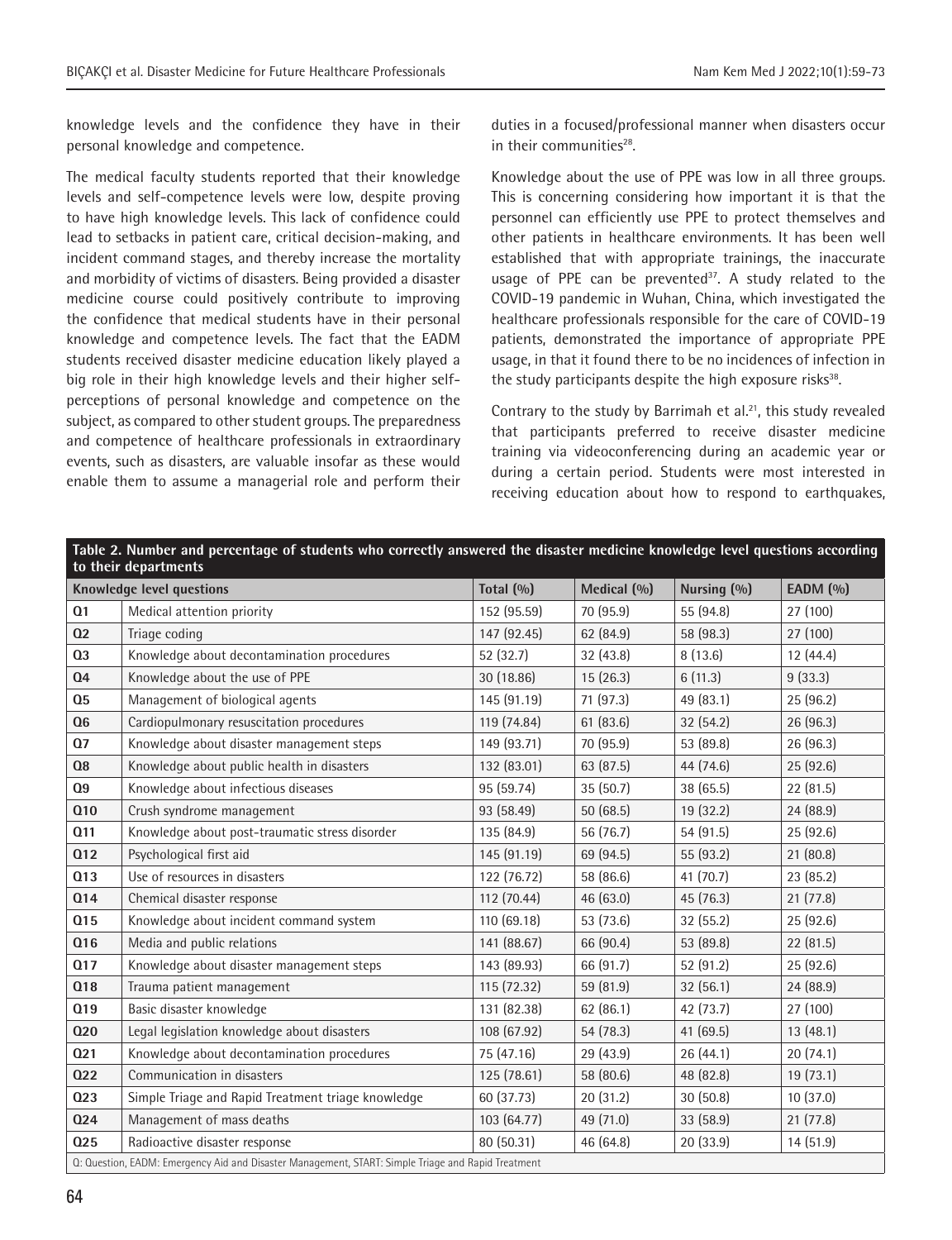knowledge levels and the confidence they have in their personal knowledge and competence.

The medical faculty students reported that their knowledge levels and self-competence levels were low, despite proving to have high knowledge levels. This lack of confidence could lead to setbacks in patient care, critical decision-making, and incident command stages, and thereby increase the mortality and morbidity of victims of disasters. Being provided a disaster medicine course could positively contribute to improving the confidence that medical students have in their personal knowledge and competence levels. The fact that the EADM students received disaster medicine education likely played a big role in their high knowledge levels and their higher self-perceptions of personal knowledge and competence on the subject, as compared to other student groups. The preparedness and competence of healthcare professionals in extraordinary events, such as disasters, are valuable insofar as these would enable them to assume a managerial role and perform their duties in a focused/professional manner when disasters occur in their communities[28].

Knowledge about the use of PPE was low in all three groups. This is concerning considering how important it is that the personnel can efficiently use PPE to protect themselves and other patients in healthcare environments. It has been well established that with appropriate trainings, the inaccurate usage of PPE can be prevented[37]. A study related to the COVID-19 pandemic in Wuhan, China, which investigated the healthcare professionals responsible for the care of COVID-19 patients, demonstrated the importance of appropriate PPE usage, in that it found there to be no incidences of infection in the study participants despite the high exposure risks[38].

Contrary to the study by Barrimah et al.[21], this study revealed that participants preferred to receive disaster medicine training via videoconferencing during an academic year or during a certain period. Students were most interested in receiving education about how to respond to earthquakes,

**Table 2. Number and percentage of students who correctly answered the disaster medicine knowledge level questions according to their departments**

| | Knowledge level questions | Total (%) | Medical (%) | Nursing (%) | EADM (%) |
|---|---|---|---|---|---|
| Q1 | Medical attention priority | 152 (95.59) | 70 (95.9) | 55 (94.8) | 27 (100) |
| Q2 | Triage coding | 147 (92.45) | 62 (84.9) | 58 (98.3) | 27 (100) |
| Q3 | Knowledge about decontamination procedures | 52 (32.7) | 32 (43.8) | 8 (13.6) | 12 (44.4) |
| Q4 | Knowledge about the use of PPE | 30 (18.86) | 15 (26.3) | 6 (11.3) | 9 (33.3) |
| Q5 | Management of biological agents | 145 (91.19) | 71 (97.3) | 49 (83.1) | 25 (96.2) |
| Q6 | Cardiopulmonary resuscitation procedures | 119 (74.84) | 61 (83.6) | 32 (54.2) | 26 (96.3) |
| Q7 | Knowledge about disaster management steps | 149 (93.71) | 70 (95.9) | 53 (89.8) | 26 (96.3) |
| Q8 | Knowledge about public health in disasters | 132 (83.01) | 63 (87.5) | 44 (74.6) | 25 (92.6) |
| Q9 | Knowledge about infectious diseases | 95 (59.74) | 35 (50.7) | 38 (65.5) | 22 (81.5) |
| Q10 | Crush syndrome management | 93 (58.49) | 50 (68.5) | 19 (32.2) | 24 (88.9) |
| Q11 | Knowledge about post-traumatic stress disorder | 135 (84.9) | 56 (76.7) | 54 (91.5) | 25 (92.6) |
| Q12 | Psychological first aid | 145 (91.19) | 69 (94.5) | 55 (93.2) | 21 (80.8) |
| Q13 | Use of resources in disasters | 122 (76.72) | 58 (86.6) | 41 (70.7) | 23 (85.2) |
| Q14 | Chemical disaster response | 112 (70.44) | 46 (63.0) | 45 (76.3) | 21 (77.8) |
| Q15 | Knowledge about incident command system | 110 (69.18) | 53 (73.6) | 32 (55.2) | 25 (92.6) |
| Q16 | Media and public relations | 141 (88.67) | 66 (90.4) | 53 (89.8) | 22 (81.5) |
| Q17 | Knowledge about disaster management steps | 143 (89.93) | 66 (91.7) | 52 (91.2) | 25 (92.6) |
| Q18 | Trauma patient management | 115 (72.32) | 59 (81.9) | 32 (56.1) | 24 (88.9) |
| Q19 | Basic disaster knowledge | 131 (82.38) | 62 (86.1) | 42 (73.7) | 27 (100) |
| Q20 | Legal legislation knowledge about disasters | 108 (67.92) | 54 (78.3) | 41 (69.5) | 13 (48.1) |
| Q21 | Knowledge about decontamination procedures | 75 (47.16) | 29 (43.9) | 26 (44.1) | 20 (74.1) |
| Q22 | Communication in disasters | 125 (78.61) | 58 (80.6) | 48 (82.8) | 19 (73.1) |
| Q23 | Simple Triage and Rapid Treatment triage knowledge | 60 (37.73) | 20 (31.2) | 30 (50.8) | 10 (37.0) |
| Q24 | Management of mass deaths | 103 (64.77) | 49 (71.0) | 33 (58.9) | 21 (77.8) |
| Q25 | Radioactive disaster response | 80 (50.31) | 46 (64.8) | 20 (33.9) | 14 (51.9) |

Q: Question, EADM: Emergency Aid and Disaster Management, START: Simple Triage and Rapid Treatment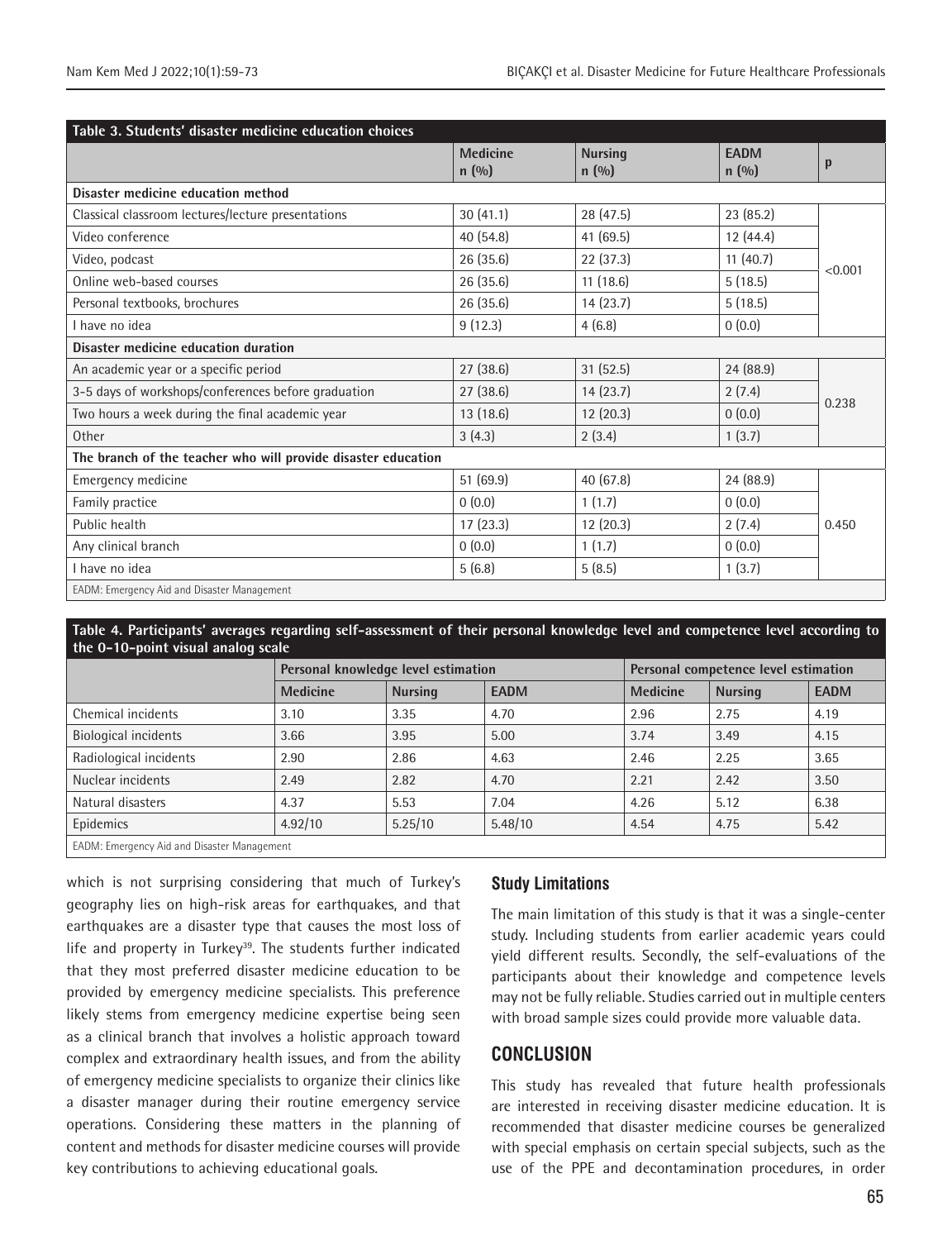**Table 3. Students' disaster medicine education choices**

| | Medicine n (%) | Nursing n (%) | EADM n (%) | p |
|---|---|---|---|---|
| **Disaster medicine education method** | | | | |
| Classical classroom lectures/lecture presentations | 30 (41.1) | 28 (47.5) | 23 (85.2) | <0.001 |
| Video conference | 40 (54.8) | 41 (69.5) | 12 (44.4) | |
| Video, podcast | 26 (35.6) | 22 (37.3) | 11 (40.7) | |
| Online web-based courses | 26 (35.6) | 11 (18.6) | 5 (18.5) | |
| Personal textbooks, brochures | 26 (35.6) | 14 (23.7) | 5 (18.5) | |
| I have no idea | 9 (12.3) | 4 (6.8) | 0 (0.0) | |
| **Disaster medicine education duration** | | | | |
| An academic year or a specific period | 27 (38.6) | 31 (52.5) | 24 (88.9) | 0.238 |
| 3-5 days of workshops/conferences before graduation | 27 (38.6) | 14 (23.7) | 2 (7.4) | |
| Two hours a week during the final academic year | 13 (18.6) | 12 (20.3) | 0 (0.0) | |
| Other | 3 (4.3) | 2 (3.4) | 1 (3.7) | |
| **The branch of the teacher who will provide disaster education** | | | | |
| Emergency medicine | 51 (69.9) | 40 (67.8) | 24 (88.9) | 0.450 |
| Family practice | 0 (0.0) | 1 (1.7) | 0 (0.0) | |
| Public health | 17 (23.3) | 12 (20.3) | 2 (7.4) | |
| Any clinical branch | 0 (0.0) | 1 (1.7) | 0 (0.0) | |
| I have no idea | 5 (6.8) | 5 (8.5) | 1 (3.7) | |

EADM: Emergency Aid and Disaster Management

**Table 4. Participants' averages regarding self-assessment of their personal knowledge level and competence level according to the 0-10-point visual analog scale**

| | Personal knowledge level estimation | | | Personal competence level estimation | | |
|---|---|---|---|---|---|---|
| | Medicine | Nursing | EADM | Medicine | Nursing | EADM |
| Chemical incidents | 3.10 | 3.35 | 4.70 | 2.96 | 2.75 | 4.19 |
| Biological incidents | 3.66 | 3.95 | 5.00 | 3.74 | 3.49 | 4.15 |
| Radiological incidents | 2.90 | 2.86 | 4.63 | 2.46 | 2.25 | 3.65 |
| Nuclear incidents | 2.49 | 2.82 | 4.70 | 2.21 | 2.42 | 3.50 |
| Natural disasters | 4.37 | 5.53 | 7.04 | 4.26 | 5.12 | 6.38 |
| Epidemics | 4.92/10 | 5.25/10 | 5.48/10 | 4.54 | 4.75 | 5.42 |

EADM: Emergency Aid and Disaster Management

which is not surprising considering that much of Turkey's geography lies on high-risk areas for earthquakes, and that earthquakes are a disaster type that causes the most loss of life and property in Turkey[39]. The students further indicated that they most preferred disaster medicine education to be provided by emergency medicine specialists. This preference likely stems from emergency medicine expertise being seen as a clinical branch that involves a holistic approach toward complex and extraordinary health issues, and from the ability of emergency medicine specialists to organize their clinics like a disaster manager during their routine emergency service operations. Considering these matters in the planning of content and methods for disaster medicine courses will provide key contributions to achieving educational goals.

### Study Limitations

The main limitation of this study is that it was a single-center study. Including students from earlier academic years could yield different results. Secondly, the self-evaluations of the participants about their knowledge and competence levels may not be fully reliable. Studies carried out in multiple centers with broad sample sizes could provide more valuable data.

## CONCLUSION

This study has revealed that future health professionals are interested in receiving disaster medicine education. It is recommended that disaster medicine courses be generalized with special emphasis on certain special subjects, such as the use of the PPE and decontamination procedures, in order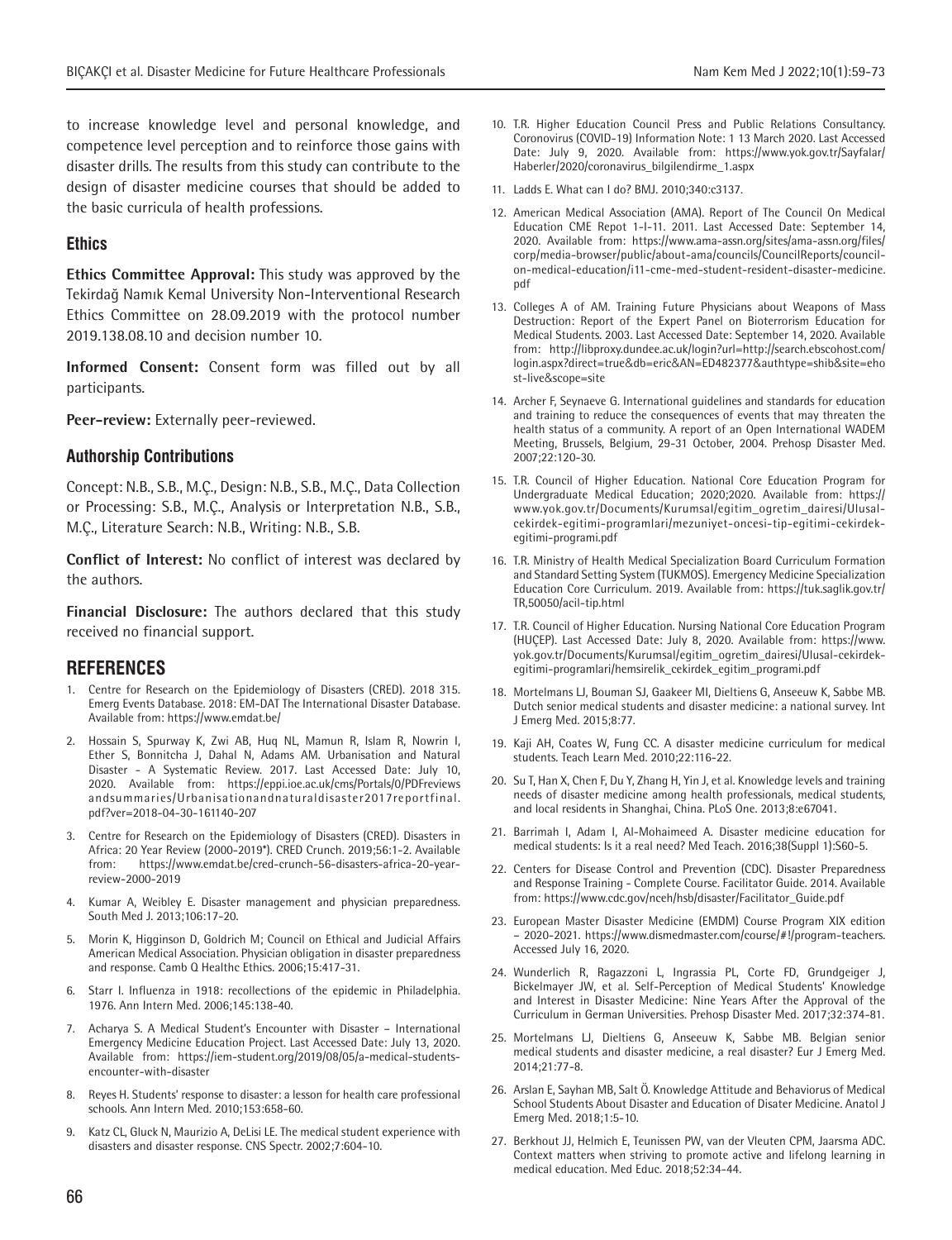to increase knowledge level and personal knowledge, and competence level perception and to reinforce those gains with disaster drills. The results from this study can contribute to the design of disaster medicine courses that should be added to the basic curricula of health professions.

## Ethics

**Ethics Committee Approval:** This study was approved by the Tekirdağ Namık Kemal University Non-Interventional Research Ethics Committee on 28.09.2019 with the protocol number 2019.138.08.10 and decision number 10.

**Informed Consent:** Consent form was filled out by all participants.

**Peer-review:** Externally peer-reviewed.

## Authorship Contributions

Concept: N.B., S.B., M.Ç., Design: N.B., S.B., M.Ç., Data Collection or Processing: S.B., M.Ç., Analysis or Interpretation N.B., S.B., M.Ç., Literature Search: N.B., Writing: N.B., S.B.

**Conflict of Interest:** No conflict of interest was declared by the authors.

**Financial Disclosure:** The authors declared that this study received no financial support.

## REFERENCES

1. Centre for Research on the Epidemiology of Disasters (CRED). 2018 315. Emerg Events Database. 2018: EM-DAT The International Disaster Database. Available from: https://www.emdat.be/
2. Hossain S, Spurway K, Zwi AB, Huq NL, Mamun R, Islam R, Nowrin I, Ether S, Bonnitcha J, Dahal N, Adams AM. Urbanisation and Natural Disaster - A Systematic Review. 2017. Last Accessed Date: July 10, 2020. Available from: https://eppi.ioe.ac.uk/cms/Portals/0/PDFreviews andsummaries/Urbanisationandnaturaldisaster2017reportfinal.pdf?ver=2018-04-30-161140-207
3. Centre for Research on the Epidemiology of Disasters (CRED). Disasters in Africa: 20 Year Review (2000-2019*). CRED Crunch. 2019;56:1-2. Available from: https://www.emdat.be/cred-crunch-56-disasters-africa-20-year-review-2000-2019
4. Kumar A, Weibley E. Disaster management and physician preparedness. South Med J. 2013;106:17-20.
5. Morin K, Higginson D, Goldrich M; Council on Ethical and Judicial Affairs American Medical Association. Physician obligation in disaster preparedness and response. Camb Q Healthc Ethics. 2006;15:417-31.
6. Starr I. Influenza in 1918: recollections of the epidemic in Philadelphia. 1976. Ann Intern Med. 2006;145:138-40.
7. Acharya S. A Medical Student's Encounter with Disaster – International Emergency Medicine Education Project. Last Accessed Date: July 13, 2020. Available from: https://iem-student.org/2019/08/05/a-medical-students-encounter-with-disaster
8. Reyes H. Students' response to disaster: a lesson for health care professional schools. Ann Intern Med. 2010;153:658-60.
9. Katz CL, Gluck N, Maurizio A, DeLisi LE. The medical student experience with disasters and disaster response. CNS Spectr. 2002;7:604-10.
10. T.R. Higher Education Council Press and Public Relations Consultancy. Coronovirus (COVID-19) Information Note: 1 13 March 2020. Last Accessed Date: July 9, 2020. Available from: https://www.yok.gov.tr/Sayfalar/Haberler/2020/coronavirus_bilgilendirme_1.aspx
11. Ladds E. What can I do? BMJ. 2010;340:c3137.
12. American Medical Association (AMA). Report of The Council On Medical Education CME Repot 1-I-11. 2011. Last Accessed Date: September 14, 2020. Available from: https://www.ama-assn.org/sites/ama-assn.org/files/corp/media-browser/public/about-ama/councils/CouncilReports/council-on-medical-education/i11-cme-med-student-resident-disaster-medicine.pdf
13. Colleges A of AM. Training Future Physicians about Weapons of Mass Destruction: Report of the Expert Panel on Bioterrorism Education for Medical Students. 2003. Last Accessed Date: September 14, 2020. Available from: http://libproxy.dundee.ac.uk/login?url=http://search.ebscohost.com/login.aspx?direct=true&db=eric&AN=ED482377&authtype=shib&site=ehost-live&scope=site
14. Archer F, Seynaeve G. International guidelines and standards for education and training to reduce the consequences of events that may threaten the health status of a community. A report of an Open International WADEM Meeting, Brussels, Belgium, 29-31 October, 2004. Prehosp Disaster Med. 2007;22:120-30.
15. T.R. Council of Higher Education. National Core Education Program for Undergraduate Medical Education; 2020;2020. Available from: https://www.yok.gov.tr/Documents/Kurumsal/egitim_ogretim_dairesi/Ulusal-cekirdek-egitimi-programlari/mezuniyet-oncesi-tip-egitimi-cekirdek-egitimi-programi.pdf
16. T.R. Ministry of Health Medical Specialization Board Curriculum Formation and Standard Setting System (TUKMOS). Emergency Medicine Specialization Education Core Curriculum. 2019. Available from: https://tuk.saglik.gov.tr/TR,50050/acil-tip.html
17. T.R. Council of Higher Education. Nursing National Core Education Program (HUÇEP). Last Accessed Date: July 8, 2020. Available from: https://www.yok.gov.tr/Documents/Kurumsal/egitim_ogretim_dairesi/Ulusal-cekirdek-egitimi-programlari/hemsirelik_cekirdek_egitim_programi.pdf
18. Mortelmans LJ, Bouman SJ, Gaakeer MI, Dieltiens G, Anseeuw K, Sabbe MB. Dutch senior medical students and disaster medicine: a national survey. Int J Emerg Med. 2015;8:77.
19. Kaji AH, Coates W, Fung CC. A disaster medicine curriculum for medical students. Teach Learn Med. 2010;22:116-22.
20. Su T, Han X, Chen F, Du Y, Zhang H, Yin J, et al. Knowledge levels and training needs of disaster medicine among health professionals, medical students, and local residents in Shanghai, China. PLoS One. 2013;8:e67041.
21. Barrimah I, Adam I, Al-Mohaimeed A. Disaster medicine education for medical students: Is it a real need? Med Teach. 2016;38(Suppl 1):S60-5.
22. Centers for Disease Control and Prevention (CDC). Disaster Preparedness and Response Training - Complete Course. Facilitator Guide. 2014. Available from: https://www.cdc.gov/nceh/hsb/disaster/Facilitator_Guide.pdf
23. European Master Disaster Medicine (EMDM) Course Program XIX edition – 2020-2021. https://www.dismedmaster.com/course/#!/program-teachers. Accessed July 16, 2020.
24. Wunderlich R, Ragazzoni L, Ingrassia PL, Corte FD, Grundgeiger J, Bickelmayer JW, et al. Self-Perception of Medical Students' Knowledge and Interest in Disaster Medicine: Nine Years After the Approval of the Curriculum in German Universities. Prehosp Disaster Med. 2017;32:374-81.
25. Mortelmans LJ, Dieltiens G, Anseeuw K, Sabbe MB. Belgian senior medical students and disaster medicine, a real disaster? Eur J Emerg Med. 2014;21:77-8.
26. Arslan E, Sayhan MB, Salt Ö. Knowledge Attitude and Behaviorus of Medical School Students About Disaster and Education of Disater Medicine. Anatol J Emerg Med. 2018;1:5-10.
27. Berkhout JJ, Helmich E, Teunissen PW, van der Vleuten CPM, Jaarsma ADC. Context matters when striving to promote active and lifelong learning in medical education. Med Educ. 2018;52:34-44.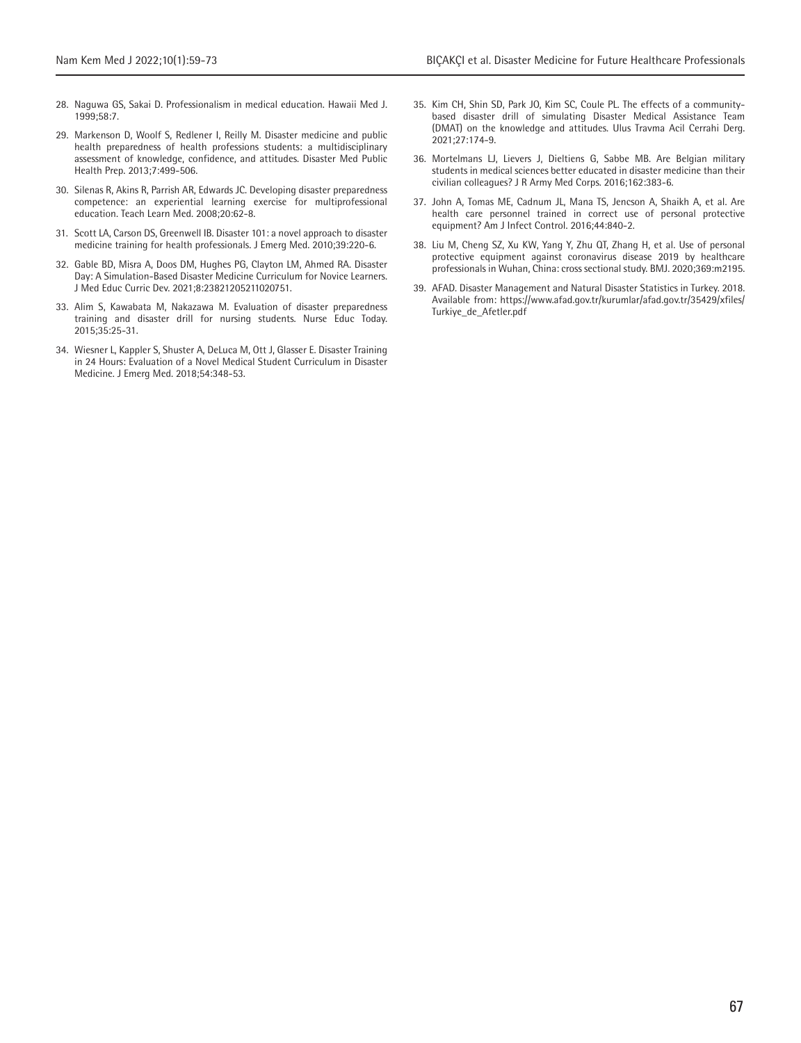28. Naguwa GS, Sakai D. Professionalism in medical education. Hawaii Med J. 1999;58:7.

29. Markenson D, Woolf S, Redlener I, Reilly M. Disaster medicine and public health preparedness of health professions students: a multidisciplinary assessment of knowledge, confidence, and attitudes. Disaster Med Public Health Prep. 2013;7:499-506.

30. Silenas R, Akins R, Parrish AR, Edwards JC. Developing disaster preparedness competence: an experiential learning exercise for multiprofessional education. Teach Learn Med. 2008;20:62-8.

31. Scott LA, Carson DS, Greenwell IB. Disaster 101: a novel approach to disaster medicine training for health professionals. J Emerg Med. 2010;39:220-6.

32. Gable BD, Misra A, Doos DM, Hughes PG, Clayton LM, Ahmed RA. Disaster Day: A Simulation-Based Disaster Medicine Curriculum for Novice Learners. J Med Educ Curric Dev. 2021;8:23821205211020751.

33. Alim S, Kawabata M, Nakazawa M. Evaluation of disaster preparedness training and disaster drill for nursing students. Nurse Educ Today. 2015;35:25-31.

34. Wiesner L, Kappler S, Shuster A, DeLuca M, Ott J, Glasser E. Disaster Training in 24 Hours: Evaluation of a Novel Medical Student Curriculum in Disaster Medicine. J Emerg Med. 2018;54:348-53.

35. Kim CH, Shin SD, Park JO, Kim SC, Coule PL. The effects of a community-based disaster drill of simulating Disaster Medical Assistance Team (DMAT) on the knowledge and attitudes. Ulus Travma Acil Cerrahi Derg. 2021;27:174-9.

36. Mortelmans LJ, Lievers J, Dieltiens G, Sabbe MB. Are Belgian military students in medical sciences better educated in disaster medicine than their civilian colleagues? J R Army Med Corps. 2016;162:383-6.

37. John A, Tomas ME, Cadnum JL, Mana TS, Jencson A, Shaikh A, et al. Are health care personnel trained in correct use of personal protective equipment? Am J Infect Control. 2016;44:840-2.

38. Liu M, Cheng SZ, Xu KW, Yang Y, Zhu QT, Zhang H, et al. Use of personal protective equipment against coronavirus disease 2019 by healthcare professionals in Wuhan, China: cross sectional study. BMJ. 2020;369:m2195.

39. AFAD. Disaster Management and Natural Disaster Statistics in Turkey. 2018. Available from: https://www.afad.gov.tr/kurumlar/afad.gov.tr/35429/xfiles/Turkiye_de_Afetler.pdf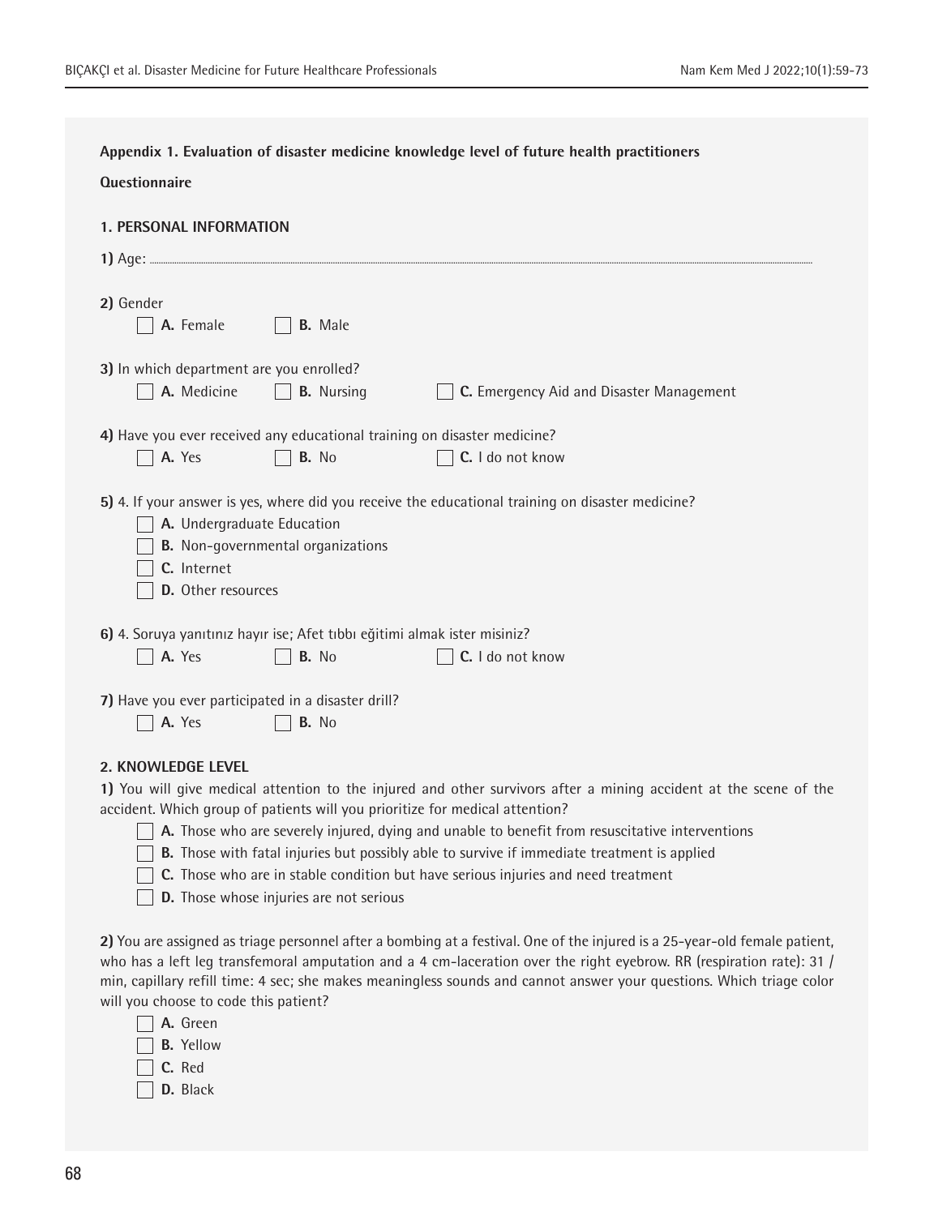**Appendix 1. Evaluation of disaster medicine knowledge level of future health practitioners**

**Questionnaire**

**1. PERSONAL INFORMATION**

**1)** Age: ......................................................................................................................................................................................................................

**2)** Gender

- [ ] **A.** Female
- [ ] **B.** Male

**3)** In which department are you enrolled?

- [ ] **A.** Medicine
- [ ] **B.** Nursing
- [ ] **C.** Emergency Aid and Disaster Management

**4)** Have you ever received any educational training on disaster medicine?

- [ ] **A.** Yes
- [ ] **B.** No
- [ ] **C.** I do not know

**5)** 4. If your answer is yes, where did you receive the educational training on disaster medicine?

- [ ] **A.** Undergraduate Education
- [ ] **B.** Non-governmental organizations
- [ ] **C.** Internet
- [ ] **D.** Other resources

**6)** 4. Soruya yanıtınız hayır ise; Afet tıbbı eğitimi almak ister misiniz?

- [ ] **A.** Yes
- [ ] **B.** No
- [ ] **C.** I do not know

**7)** Have you ever participated in a disaster drill?

- [ ] **A.** Yes
- [ ] **B.** No

**2. KNOWLEDGE LEVEL**

**1)** You will give medical attention to the injured and other survivors after a mining accident at the scene of the accident. Which group of patients will you prioritize for medical attention?

- [ ] **A.** Those who are severely injured, dying and unable to benefit from resuscitative interventions
- [ ] **B.** Those with fatal injuries but possibly able to survive if immediate treatment is applied
- [ ] **C.** Those who are in stable condition but have serious injuries and need treatment
- [ ] **D.** Those whose injuries are not serious

**2)** You are assigned as triage personnel after a bombing at a festival. One of the injured is a 25-year-old female patient, who has a left leg transfemoral amputation and a 4 cm-laceration over the right eyebrow. RR (respiration rate): 31 / min, capillary refill time: 4 sec; she makes meaningless sounds and cannot answer your questions. Which triage color will you choose to code this patient?

- [ ] **A.** Green
- [ ] **B.** Yellow
- [ ] **C.** Red
- [ ] **D.** Black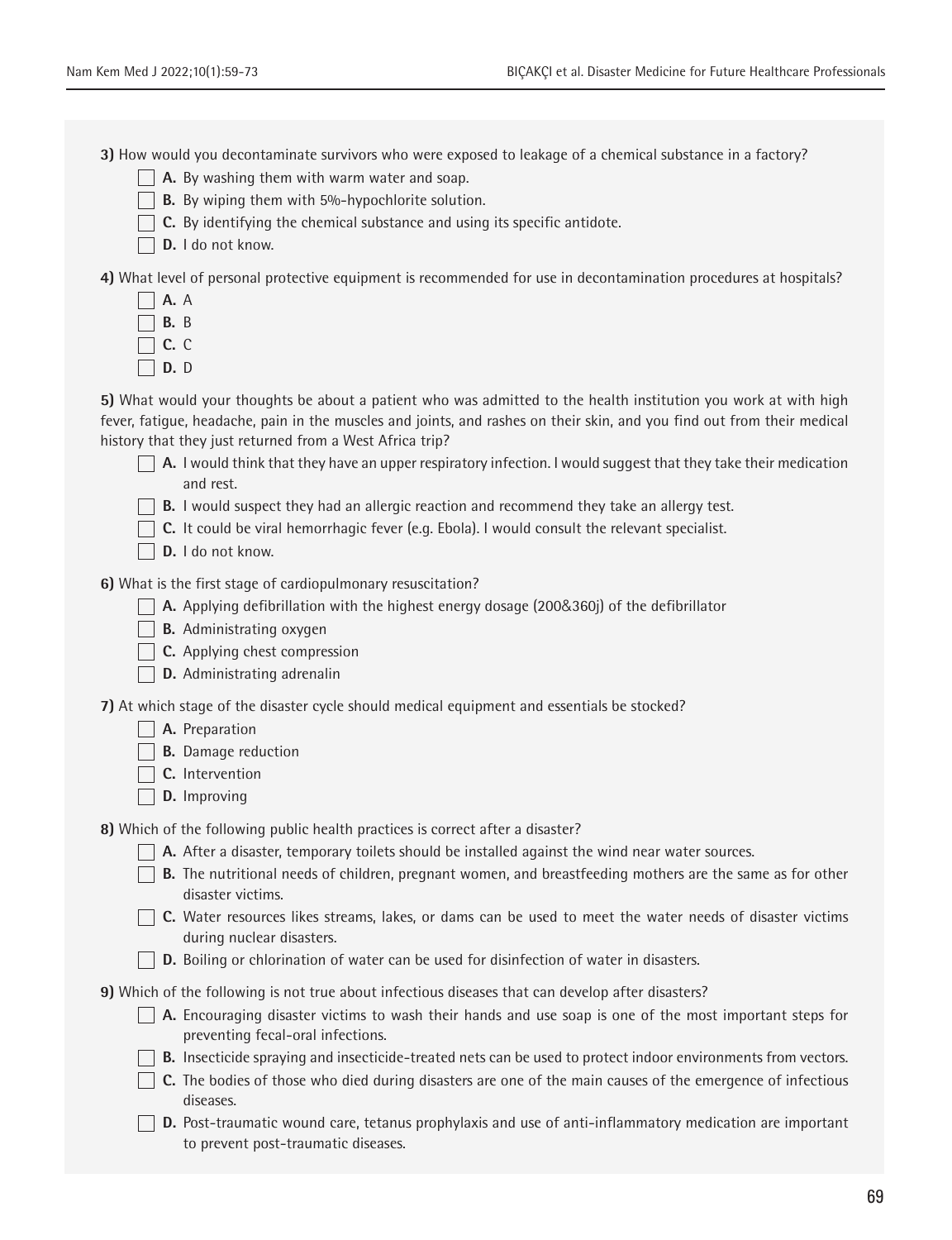**3)** How would you decontaminate survivors who were exposed to leakage of a chemical substance in a factory?

- ☐ **A.** By washing them with warm water and soap.
- ☐ **B.** By wiping them with 5%-hypochlorite solution.
- ☐ **C.** By identifying the chemical substance and using its specific antidote.
- ☐ **D.** I do not know.

**4)** What level of personal protective equipment is recommended for use in decontamination procedures at hospitals?

- ☐ **A.** A
- ☐ **B.** B
- ☐ **C.** C
- ☐ **D.** D

**5)** What would your thoughts be about a patient who was admitted to the health institution you work at with high fever, fatigue, headache, pain in the muscles and joints, and rashes on their skin, and you find out from their medical history that they just returned from a West Africa trip?

- ☐ **A.** I would think that they have an upper respiratory infection. I would suggest that they take their medication and rest.
- ☐ **B.** I would suspect they had an allergic reaction and recommend they take an allergy test.
- ☐ **C.** It could be viral hemorrhagic fever (e.g. Ebola). I would consult the relevant specialist.
- ☐ **D.** I do not know.

**6)** What is the first stage of cardiopulmonary resuscitation?

- ☐ **A.** Applying defibrillation with the highest energy dosage (200&360j) of the defibrillator
- ☐ **B.** Administrating oxygen
- ☐ **C.** Applying chest compression
- ☐ **D.** Administrating adrenalin

**7)** At which stage of the disaster cycle should medical equipment and essentials be stocked?

- ☐ **A.** Preparation
- ☐ **B.** Damage reduction
- ☐ **C.** Intervention
- ☐ **D.** Improving

**8)** Which of the following public health practices is correct after a disaster?

- ☐ **A.** After a disaster, temporary toilets should be installed against the wind near water sources.
- ☐ **B.** The nutritional needs of children, pregnant women, and breastfeeding mothers are the same as for other disaster victims.
- ☐ **C.** Water resources likes streams, lakes, or dams can be used to meet the water needs of disaster victims during nuclear disasters.
- ☐ **D.** Boiling or chlorination of water can be used for disinfection of water in disasters.

**9)** Which of the following is not true about infectious diseases that can develop after disasters?

- ☐ **A.** Encouraging disaster victims to wash their hands and use soap is one of the most important steps for preventing fecal-oral infections.
- ☐ **B.** Insecticide spraying and insecticide-treated nets can be used to protect indoor environments from vectors.
- ☐ **C.** The bodies of those who died during disasters are one of the main causes of the emergence of infectious diseases.
- ☐ **D.** Post-traumatic wound care, tetanus prophylaxis and use of anti-inflammatory medication are important to prevent post-traumatic diseases.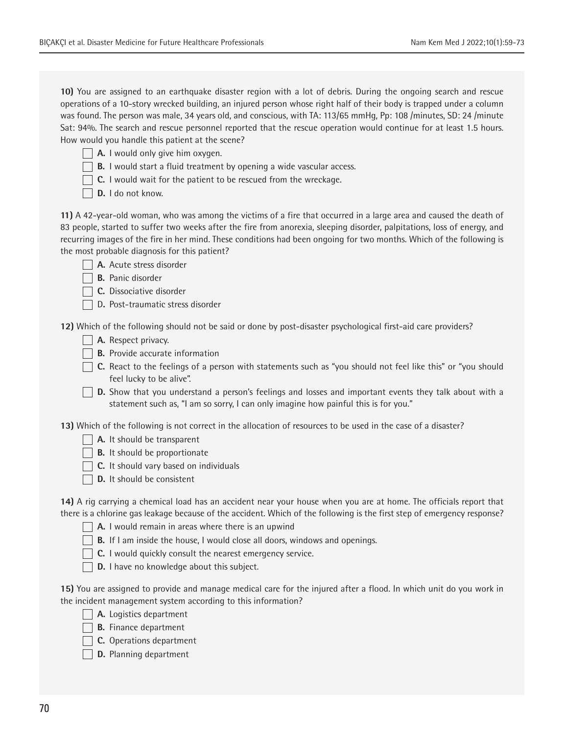**10)** You are assigned to an earthquake disaster region with a lot of debris. During the ongoing search and rescue operations of a 10-story wrecked building, an injured person whose right half of their body is trapped under a column was found. The person was male, 34 years old, and conscious, with TA: 113/65 mmHg, Pp: 108 /minutes, SD: 24 /minute Sat: 94%. The search and rescue personnel reported that the rescue operation would continue for at least 1.5 hours. How would you handle this patient at the scene?

- [ ] **A.** I would only give him oxygen.
- [ ] **B.** I would start a fluid treatment by opening a wide vascular access.
- [ ] **C.** I would wait for the patient to be rescued from the wreckage.
- [ ] **D.** I do not know.

**11)** A 42-year-old woman, who was among the victims of a fire that occurred in a large area and caused the death of 83 people, started to suffer two weeks after the fire from anorexia, sleeping disorder, palpitations, loss of energy, and recurring images of the fire in her mind. These conditions had been ongoing for two months. Which of the following is the most probable diagnosis for this patient?

- [ ] **A.** Acute stress disorder
- [ ] **B.** Panic disorder
- [ ] **C.** Dissociative disorder
- [ ] D. Post-traumatic stress disorder

**12)** Which of the following should not be said or done by post-disaster psychological first-aid care providers?

- [ ] **A.** Respect privacy.
- [ ] **B.** Provide accurate information
- [ ] **C.** React to the feelings of a person with statements such as "you should not feel like this" or "you should feel lucky to be alive".
- [ ] **D.** Show that you understand a person's feelings and losses and important events they talk about with a statement such as, "I am so sorry, I can only imagine how painful this is for you."

**13)** Which of the following is not correct in the allocation of resources to be used in the case of a disaster?

- [ ] **A.** It should be transparent
- [ ] **B.** It should be proportionate
- [ ] **C.** It should vary based on individuals
- [ ] **D.** It should be consistent

**14)** A rig carrying a chemical load has an accident near your house when you are at home. The officials report that there is a chlorine gas leakage because of the accident. Which of the following is the first step of emergency response?

- [ ] **A.** I would remain in areas where there is an upwind
- [ ] **B.** If I am inside the house, I would close all doors, windows and openings.
- [ ] **C.** I would quickly consult the nearest emergency service.
- [ ] **D.** I have no knowledge about this subject.

**15)** You are assigned to provide and manage medical care for the injured after a flood. In which unit do you work in the incident management system according to this information?

- [ ] **A.** Logistics department
- [ ] **B.** Finance department
- [ ] **C.** Operations department
- [ ] **D.** Planning department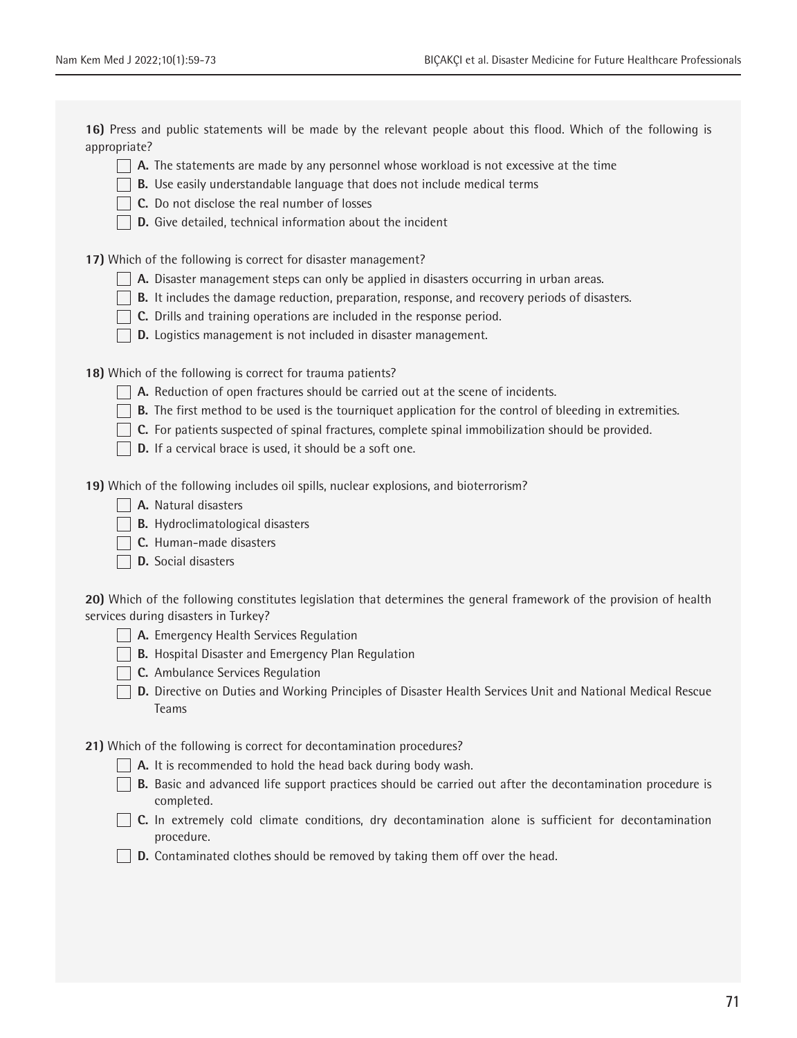**16)** Press and public statements will be made by the relevant people about this flood. Which of the following is appropriate?

- [ ] **A.** The statements are made by any personnel whose workload is not excessive at the time
- [ ] **B.** Use easily understandable language that does not include medical terms
- [ ] **C.** Do not disclose the real number of losses
- [ ] **D.** Give detailed, technical information about the incident

**17)** Which of the following is correct for disaster management?

- [ ] **A.** Disaster management steps can only be applied in disasters occurring in urban areas.
- [ ] **B.** It includes the damage reduction, preparation, response, and recovery periods of disasters.
- [ ] **C.** Drills and training operations are included in the response period.
- [ ] **D.** Logistics management is not included in disaster management.

**18)** Which of the following is correct for trauma patients?

- [ ] **A.** Reduction of open fractures should be carried out at the scene of incidents.
- [ ] **B.** The first method to be used is the tourniquet application for the control of bleeding in extremities.
- [ ] **C.** For patients suspected of spinal fractures, complete spinal immobilization should be provided.
- [ ] **D.** If a cervical brace is used, it should be a soft one.

**19)** Which of the following includes oil spills, nuclear explosions, and bioterrorism?

- [ ] **A.** Natural disasters
- [ ] **B.** Hydroclimatological disasters
- [ ] **C.** Human-made disasters
- [ ] **D.** Social disasters

**20)** Which of the following constitutes legislation that determines the general framework of the provision of health services during disasters in Turkey?

- [ ] **A.** Emergency Health Services Regulation
- [ ] **B.** Hospital Disaster and Emergency Plan Regulation
- [ ] **C.** Ambulance Services Regulation
- [ ] **D.** Directive on Duties and Working Principles of Disaster Health Services Unit and National Medical Rescue Teams

**21)** Which of the following is correct for decontamination procedures?

- [ ] **A.** It is recommended to hold the head back during body wash.
- [ ] **B.** Basic and advanced life support practices should be carried out after the decontamination procedure is completed.
- [ ] **C.** In extremely cold climate conditions, dry decontamination alone is sufficient for decontamination procedure.
- [ ] **D.** Contaminated clothes should be removed by taking them off over the head.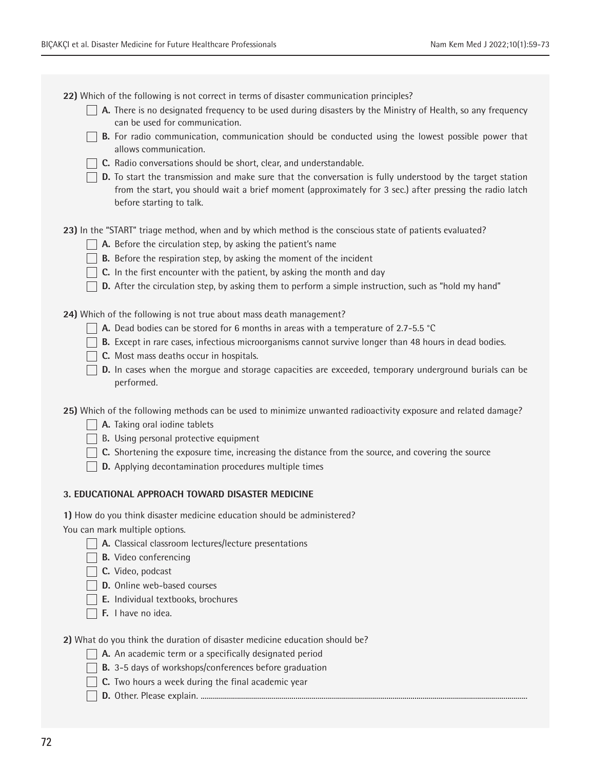**22)** Which of the following is not correct in terms of disaster communication principles?

- [ ] **A.** There is no designated frequency to be used during disasters by the Ministry of Health, so any frequency can be used for communication.
- [ ] **B.** For radio communication, communication should be conducted using the lowest possible power that allows communication.
- [ ] **C.** Radio conversations should be short, clear, and understandable.
- [ ] **D.** To start the transmission and make sure that the conversation is fully understood by the target station from the start, you should wait a brief moment (approximately for 3 sec.) after pressing the radio latch before starting to talk.

**23)** In the "START" triage method, when and by which method is the conscious state of patients evaluated?

- [ ] **A.** Before the circulation step, by asking the patient's name
- [ ] **B.** Before the respiration step, by asking the moment of the incident
- [ ] **C.** In the first encounter with the patient, by asking the month and day
- [ ] **D.** After the circulation step, by asking them to perform a simple instruction, such as "hold my hand"

**24)** Which of the following is not true about mass death management?

- [ ] **A.** Dead bodies can be stored for 6 months in areas with a temperature of 2.7-5.5 °C
- [ ] **B.** Except in rare cases, infectious microorganisms cannot survive longer than 48 hours in dead bodies.
- [ ] **C.** Most mass deaths occur in hospitals.
- [ ] **D.** In cases when the morgue and storage capacities are exceeded, temporary underground burials can be performed.

**25)** Which of the following methods can be used to minimize unwanted radioactivity exposure and related damage?

- [ ] **A.** Taking oral iodine tablets
- [ ] B. Using personal protective equipment
- [ ] **C.** Shortening the exposure time, increasing the distance from the source, and covering the source
- [ ] **D.** Applying decontamination procedures multiple times

### 3. EDUCATIONAL APPROACH TOWARD DISASTER MEDICINE

**1)** How do you think disaster medicine education should be administered?
You can mark multiple options.

- [ ] **A.** Classical classroom lectures/lecture presentations
- [ ] **B.** Video conferencing
- [ ] **C.** Video, podcast
- [ ] **D.** Online web-based courses
- [ ] **E.** Individual textbooks, brochures
- [ ] **F.** I have no idea.

**2)** What do you think the duration of disaster medicine education should be?

- [ ] **A.** An academic term or a specifically designated period
- [ ] **B.** 3-5 days of workshops/conferences before graduation
- [ ] **C.** Two hours a week during the final academic year
- [ ] **D.** Other. Please explain. ..............................................................................................................................................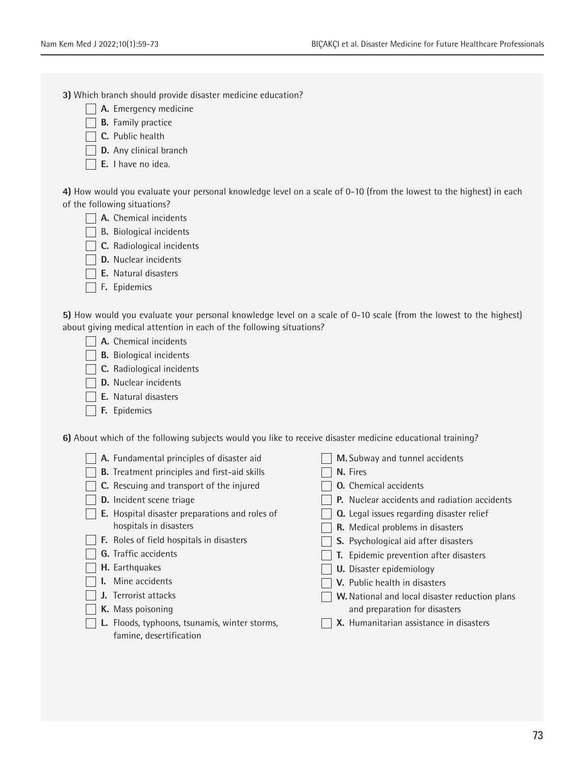**3)** Which branch should provide disaster medicine education?

- ☐ **A.** Emergency medicine
- ☐ **B.** Family practice
- ☐ **C.** Public health
- ☐ **D.** Any clinical branch
- ☐ **E.** I have no idea.

**4)** How would you evaluate your personal knowledge level on a scale of 0-10 (from the lowest to the highest) in each of the following situations?

- ☐ **A.** Chemical incidents
- ☐ B. Biological incidents
- ☐ **C.** Radiological incidents
- ☐ **D.** Nuclear incidents
- ☐ **E.** Natural disasters
- ☐ F**.** Epidemics

**5)** How would you evaluate your personal knowledge level on a scale of 0-10 scale (from the lowest to the highest) about giving medical attention in each of the following situations?

- ☐ **A.** Chemical incidents
- ☐ **B.** Biological incidents
- ☐ **C.** Radiological incidents
- ☐ **D.** Nuclear incidents
- ☐ **E.** Natural disasters
- ☐ **F.** Epidemics

**6)** About which of the following subjects would you like to receive disaster medicine educational training?

- ☐ **A.** Fundamental principles of disaster aid
- ☐ **B.** Treatment principles and first-aid skills
- ☐ **C.** Rescuing and transport of the injured
- ☐ **D.** Incident scene triage
- ☐ **E.** Hospital disaster preparations and roles of hospitals in disasters
- ☐ **F.** Roles of field hospitals in disasters
- ☐ **G.** Traffic accidents
- ☐ **H.** Earthquakes
- ☐ **I.** Mine accidents
- ☐ **J.** Terrorist attacks
- ☐ **K.** Mass poisoning
- ☐ **L.** Floods, typhoons, tsunamis, winter storms, famine, desertification
- ☐ **M.** Subway and tunnel accidents
- ☐ **N.** Fires
- ☐ **O.** Chemical accidents
- ☐ **P.** Nuclear accidents and radiation accidents
- ☐ **Q.** Legal issues regarding disaster relief
- ☐ **R.** Medical problems in disasters
- ☐ **S.** Psychological aid after disasters
- ☐ **T.** Epidemic prevention after disasters
- ☐ **U.** Disaster epidemiology
- ☐ **V.** Public health in disasters
- ☐ **W.** National and local disaster reduction plans and preparation for disasters
- ☐ **X.** Humanitarian assistance in disasters